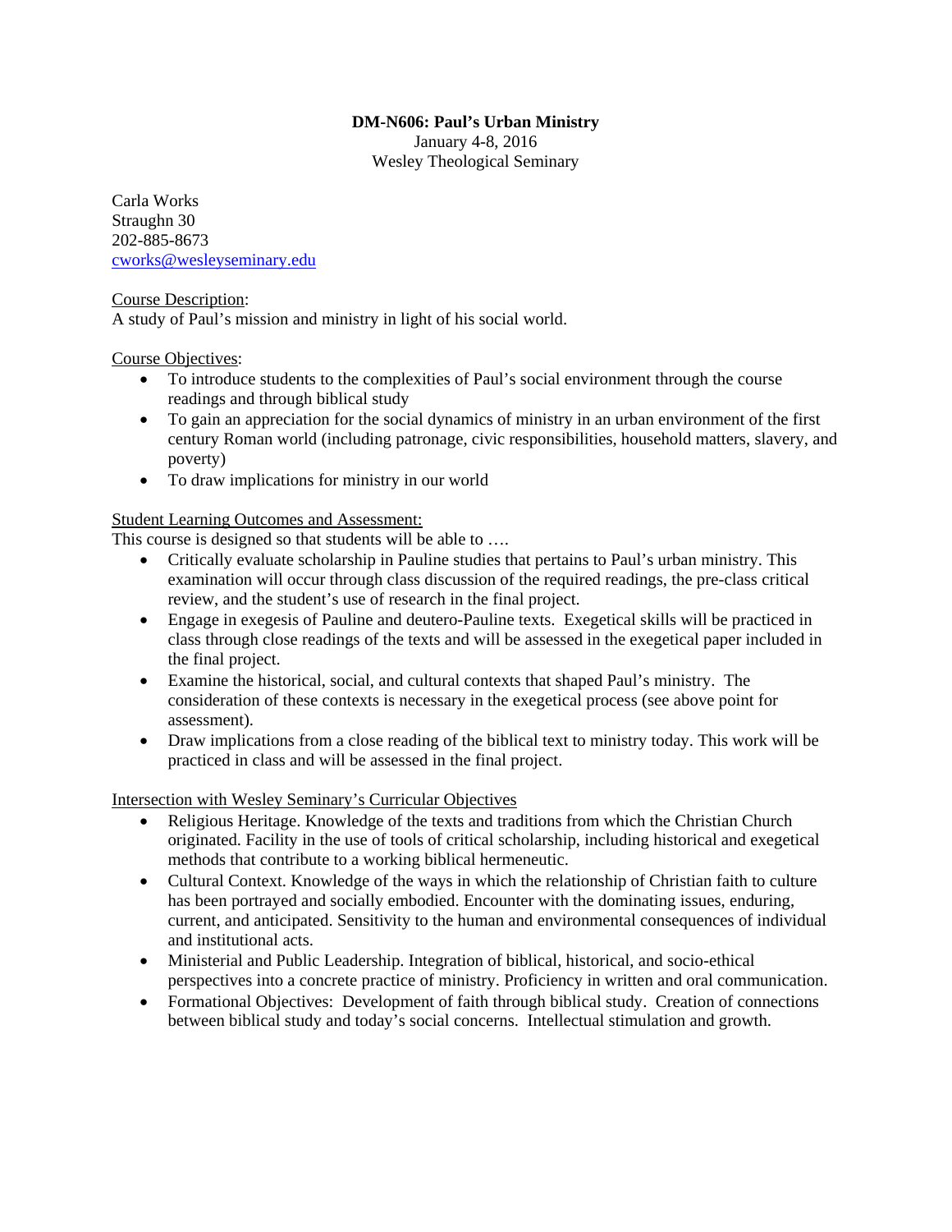**DM-N606: Paul's Urban Ministry**

January 4-8, 2016

Wesley Theological Seminary

Carla Works
Straughn 30
202-885-8673
cworks@wesleyseminary.edu

Course Description:
A study of Paul's mission and ministry in light of his social world.

Course Objectives:

- To introduce students to the complexities of Paul's social environment through the course readings and through biblical study
- To gain an appreciation for the social dynamics of ministry in an urban environment of the first century Roman world (including patronage, civic responsibilities, household matters, slavery, and poverty)
- To draw implications for ministry in our world

Student Learning Outcomes and Assessment:
This course is designed so that students will be able to ….

- Critically evaluate scholarship in Pauline studies that pertains to Paul's urban ministry. This examination will occur through class discussion of the required readings, the pre-class critical review, and the student's use of research in the final project.
- Engage in exegesis of Pauline and deutero-Pauline texts. Exegetical skills will be practiced in class through close readings of the texts and will be assessed in the exegetical paper included in the final project.
- Examine the historical, social, and cultural contexts that shaped Paul's ministry. The consideration of these contexts is necessary in the exegetical process (see above point for assessment).
- Draw implications from a close reading of the biblical text to ministry today. This work will be practiced in class and will be assessed in the final project.

Intersection with Wesley Seminary's Curricular Objectives

- Religious Heritage. Knowledge of the texts and traditions from which the Christian Church originated. Facility in the use of tools of critical scholarship, including historical and exegetical methods that contribute to a working biblical hermeneutic.
- Cultural Context. Knowledge of the ways in which the relationship of Christian faith to culture has been portrayed and socially embodied. Encounter with the dominating issues, enduring, current, and anticipated. Sensitivity to the human and environmental consequences of individual and institutional acts.
- Ministerial and Public Leadership. Integration of biblical, historical, and socio-ethical perspectives into a concrete practice of ministry. Proficiency in written and oral communication.
- Formational Objectives: Development of faith through biblical study. Creation of connections between biblical study and today's social concerns. Intellectual stimulation and growth.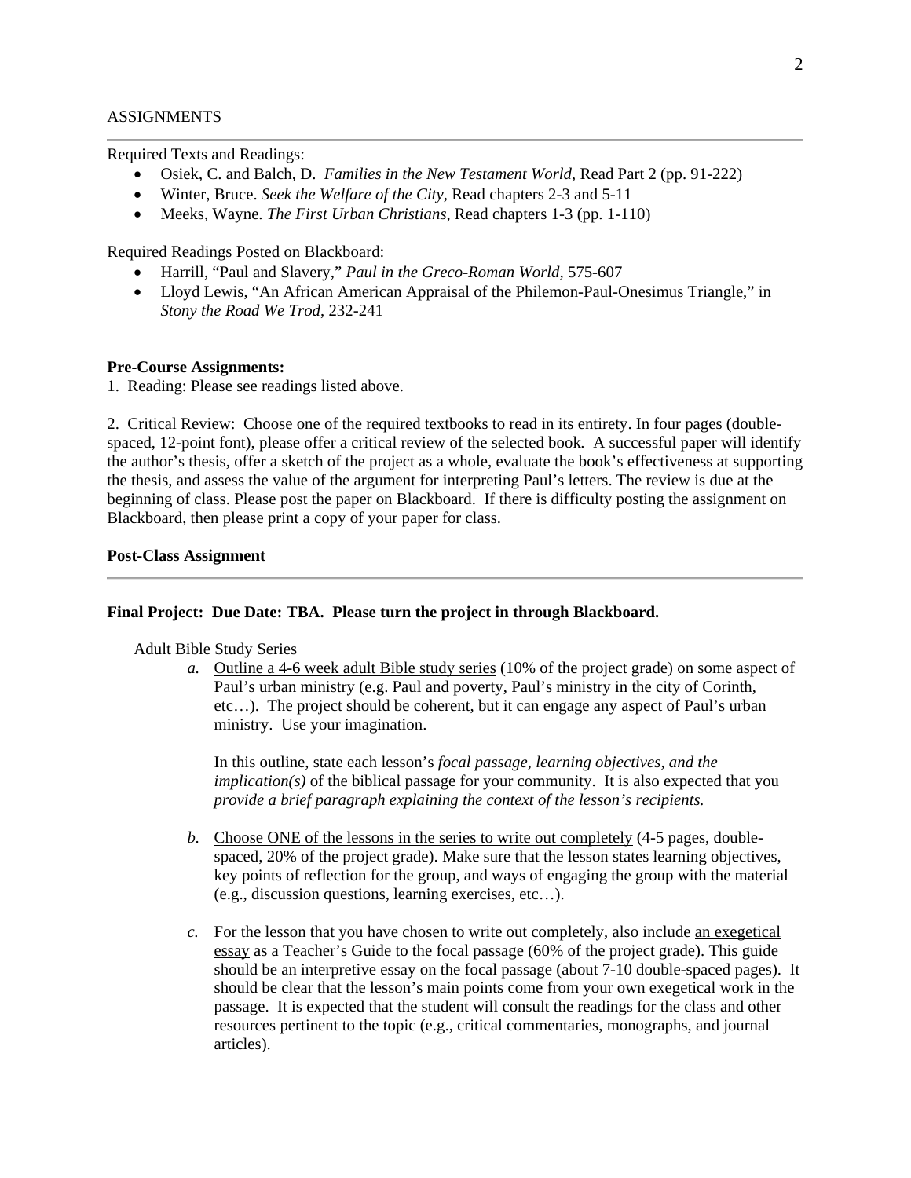## ASSIGNMENTS

Required Texts and Readings:

- Osiek, C. and Balch, D. *Families in the New Testament World*, Read Part 2 (pp. 91-222)
- Winter, Bruce. *Seek the Welfare of the City*, Read chapters 2-3 and 5-11
- Meeks, Wayne. *The First Urban Christians*, Read chapters 1-3 (pp. 1-110)

Required Readings Posted on Blackboard:

- Harrill, "Paul and Slavery," *Paul in the Greco-Roman World*, 575-607
- Lloyd Lewis, "An African American Appraisal of the Philemon-Paul-Onesimus Triangle," in *Stony the Road We Trod*, 232-241

**Pre-Course Assignments:**

1. Reading: Please see readings listed above.

2. Critical Review: Choose one of the required textbooks to read in its entirety. In four pages (double-spaced, 12-point font), please offer a critical review of the selected book. A successful paper will identify the author's thesis, offer a sketch of the project as a whole, evaluate the book's effectiveness at supporting the thesis, and assess the value of the argument for interpreting Paul's letters. The review is due at the beginning of class. Please post the paper on Blackboard. If there is difficulty posting the assignment on Blackboard, then please print a copy of your paper for class.

**Post-Class Assignment**

**Final Project: Due Date: TBA. Please turn the project in through Blackboard.**

Adult Bible Study Series

*a.* Outline a 4-6 week adult Bible study series (10% of the project grade) on some aspect of Paul's urban ministry (e.g. Paul and poverty, Paul's ministry in the city of Corinth, etc…). The project should be coherent, but it can engage any aspect of Paul's urban ministry. Use your imagination.

In this outline, state each lesson's *focal passage*, *learning objectives*, *and the implication(s)* of the biblical passage for your community. It is also expected that you *provide a brief paragraph explaining the context of the lesson's recipients.*

*b.* Choose ONE of the lessons in the series to write out completely (4-5 pages, double-spaced, 20% of the project grade). Make sure that the lesson states learning objectives, key points of reflection for the group, and ways of engaging the group with the material (e.g., discussion questions, learning exercises, etc…).

*c.* For the lesson that you have chosen to write out completely, also include an exegetical essay as a Teacher's Guide to the focal passage (60% of the project grade). This guide should be an interpretive essay on the focal passage (about 7-10 double-spaced pages). It should be clear that the lesson's main points come from your own exegetical work in the passage. It is expected that the student will consult the readings for the class and other resources pertinent to the topic (e.g., critical commentaries, monographs, and journal articles).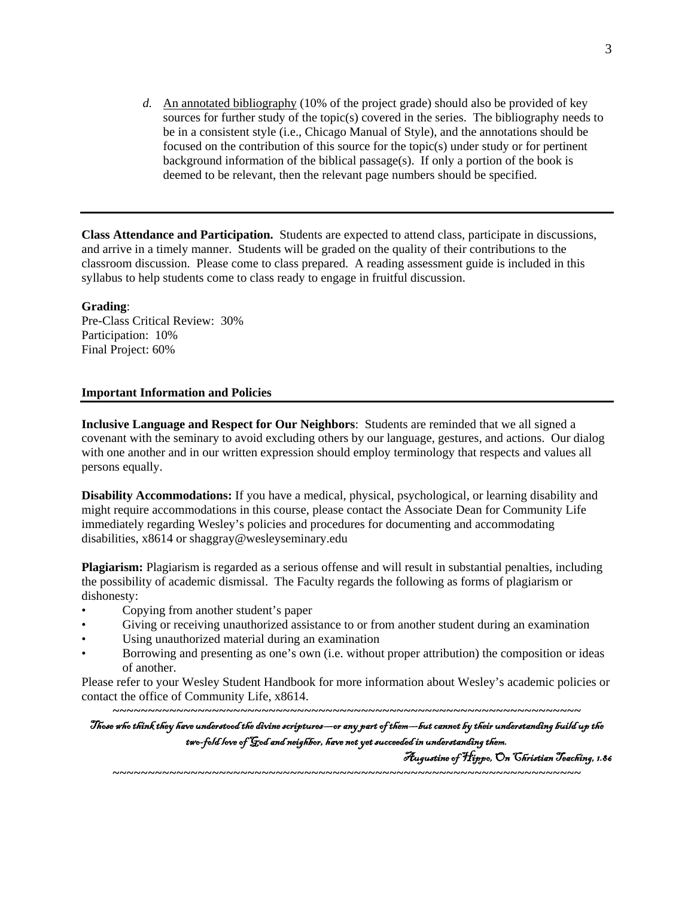*d.* <u>An annotated bibliography</u> (10% of the project grade) should also be provided of key sources for further study of the topic(s) covered in the series. The bibliography needs to be in a consistent style (i.e., Chicago Manual of Style), and the annotations should be focused on the contribution of this source for the topic(s) under study or for pertinent background information of the biblical passage(s). If only a portion of the book is deemed to be relevant, then the relevant page numbers should be specified.

---

**Class Attendance and Participation.** Students are expected to attend class, participate in discussions, and arrive in a timely manner. Students will be graded on the quality of their contributions to the classroom discussion. Please come to class prepared. A reading assessment guide is included in this syllabus to help students come to class ready to engage in fruitful discussion.

**Grading**:
Pre-Class Critical Review: 30%
Participation: 10%
Final Project: 60%

**Important Information and Policies**

---

**Inclusive Language and Respect for Our Neighbors**: Students are reminded that we all signed a covenant with the seminary to avoid excluding others by our language, gestures, and actions. Our dialog with one another and in our written expression should employ terminology that respects and values all persons equally.

**Disability Accommodations:** If you have a medical, physical, psychological, or learning disability and might require accommodations in this course, please contact the Associate Dean for Community Life immediately regarding Wesley's policies and procedures for documenting and accommodating disabilities, x8614 or shaggray@wesleyseminary.edu

**Plagiarism:** Plagiarism is regarded as a serious offense and will result in substantial penalties, including the possibility of academic dismissal. The Faculty regards the following as forms of plagiarism or dishonesty:

- Copying from another student's paper
- Giving or receiving unauthorized assistance to or from another student during an examination
- Using unauthorized material during an examination
- Borrowing and presenting as one's own (i.e. without proper attribution) the composition or ideas of another.

Please refer to your Wesley Student Handbook for more information about Wesley's academic policies or contact the office of Community Life, x8614.

~~~~~~~~~~~~~~~~~~~~~~~~~~~~~~~~~~~~~~~~~~~~~~~~~~~~~~~~~~~~~~~~~~~~

*Those who think they have understood the divine scriptures—or any part of them—but cannot by their understanding build up the two-fold love of God and neighbor, have not yet succeeded in understanding them.*

*Augustine of Hippo, On Christian Teaching, 1.86*

~~~~~~~~~~~~~~~~~~~~~~~~~~~~~~~~~~~~~~~~~~~~~~~~~~~~~~~~~~~~~~~~~~~~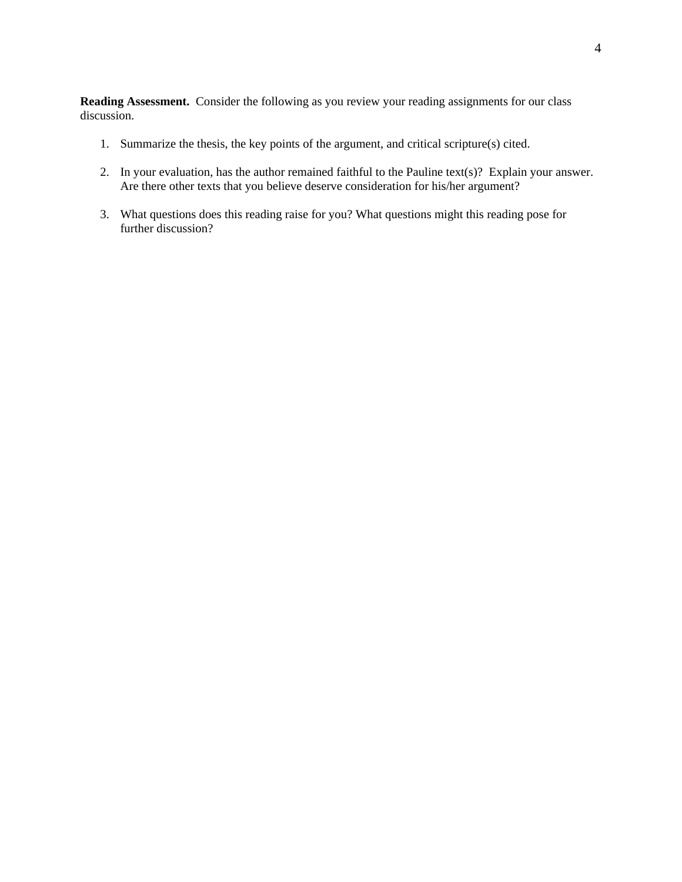**Reading Assessment.** Consider the following as you review your reading assignments for our class discussion.

1. Summarize the thesis, the key points of the argument, and critical scripture(s) cited.

2. In your evaluation, has the author remained faithful to the Pauline text(s)? Explain your answer. Are there other texts that you believe deserve consideration for his/her argument?

3. What questions does this reading raise for you? What questions might this reading pose for further discussion?